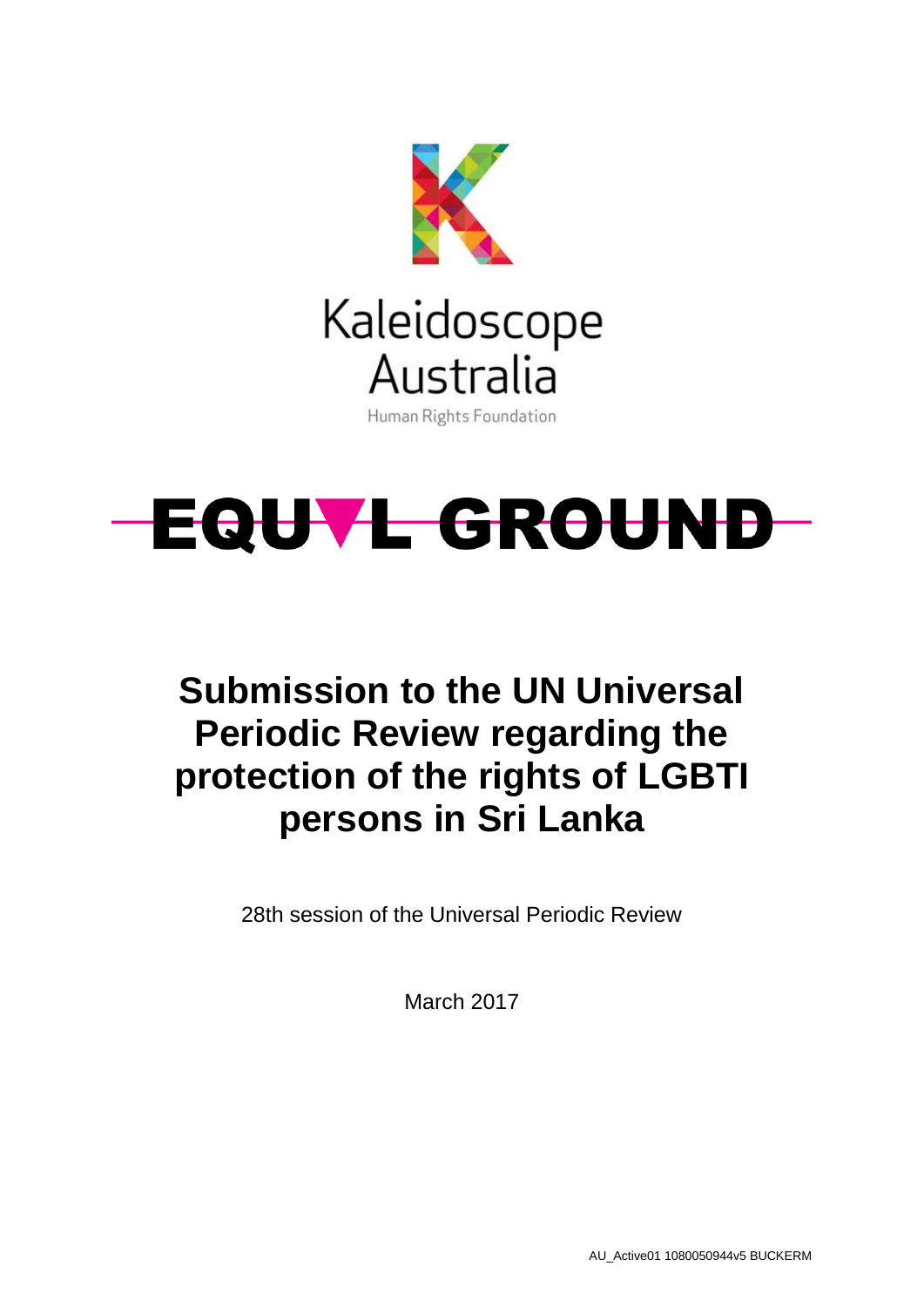Kaleidoscope Australia

Human Rights Foundation

EQUAL GROUND

# Submission to the UN Universal Periodic Review regarding the protection of the rights of LGBTI persons in Sri Lanka

28th session of the Universal Periodic Review

March 2017

AU_Active01 1080050944v5 BUCKERM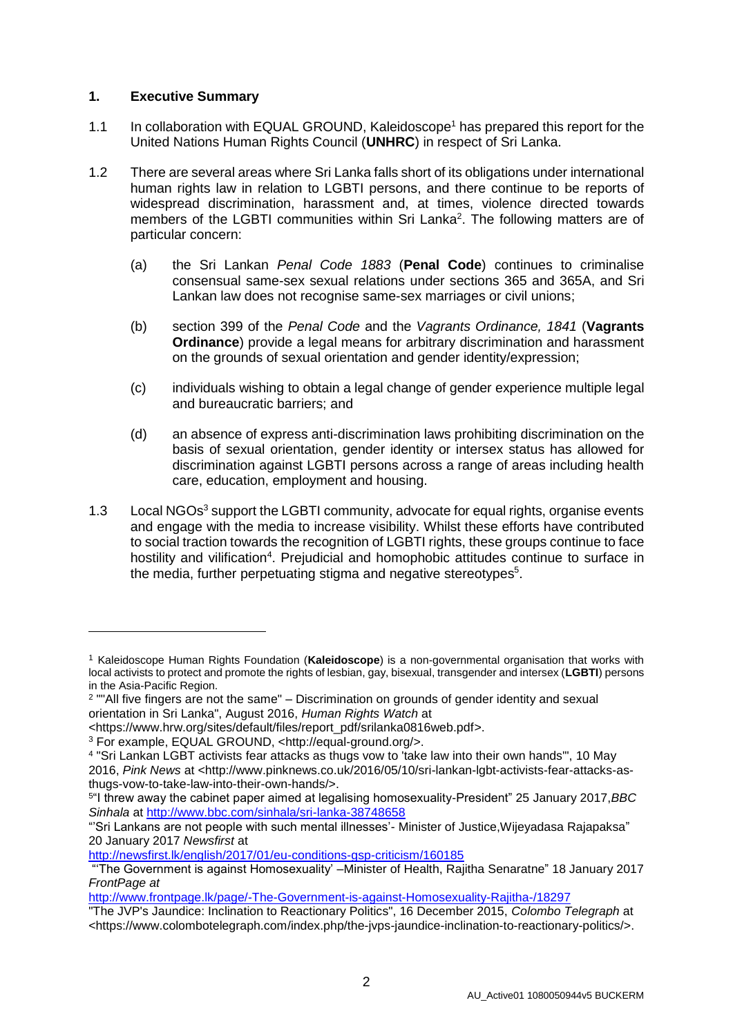## 1. Executive Summary

1.1 In collaboration with EQUAL GROUND, Kaleidoscope[1] has prepared this report for the United Nations Human Rights Council (**UNHRC**) in respect of Sri Lanka.

1.2 There are several areas where Sri Lanka falls short of its obligations under international human rights law in relation to LGBTI persons, and there continue to be reports of widespread discrimination, harassment and, at times, violence directed towards members of the LGBTI communities within Sri Lanka[2]. The following matters are of particular concern:

(a) the Sri Lankan *Penal Code 1883* (**Penal Code**) continues to criminalise consensual same-sex sexual relations under sections 365 and 365A, and Sri Lankan law does not recognise same-sex marriages or civil unions;

(b) section 399 of the *Penal Code* and the *Vagrants Ordinance, 1841* (**Vagrants Ordinance**) provide a legal means for arbitrary discrimination and harassment on the grounds of sexual orientation and gender identity/expression;

(c) individuals wishing to obtain a legal change of gender experience multiple legal and bureaucratic barriers; and

(d) an absence of express anti-discrimination laws prohibiting discrimination on the basis of sexual orientation, gender identity or intersex status has allowed for discrimination against LGBTI persons across a range of areas including health care, education, employment and housing.

1.3 Local NGOs[3] support the LGBTI community, advocate for equal rights, organise events and engage with the media to increase visibility. Whilst these efforts have contributed to social traction towards the recognition of LGBTI rights, these groups continue to face hostility and vilification[4]. Prejudicial and homophobic attitudes continue to surface in the media, further perpetuating stigma and negative stereotypes[5].

---

[1] Kaleidoscope Human Rights Foundation (**Kaleidoscope**) is a non-governmental organisation that works with local activists to protect and promote the rights of lesbian, gay, bisexual, transgender and intersex (**LGBTI**) persons in the Asia-Pacific Region.

[2] ""All five fingers are not the same" – Discrimination on grounds of gender identity and sexual orientation in Sri Lanka", August 2016, *Human Rights Watch* at <https://www.hrw.org/sites/default/files/report_pdf/srilanka0816web.pdf>.

[3] For example, EQUAL GROUND, <http://equal-ground.org/>.

[4] "Sri Lankan LGBT activists fear attacks as thugs vow to 'take law into their own hands'", 10 May 2016, *Pink News* at <http://www.pinknews.co.uk/2016/05/10/sri-lankan-lgbt-activists-fear-attacks-as-thugs-vow-to-take-law-into-their-own-hands/>.

[5] "I threw away the cabinet paper aimed at legalising homosexuality-President" 25 January 2017, *BBC Sinhala* at http://www.bbc.com/sinhala/sri-lanka-38748658

"'Sri Lankans are not people with such mental illnesses'- Minister of Justice,Wijeyadasa Rajapaksa" 20 January 2017 *Newsfirst* at http://newsfirst.lk/english/2017/01/eu-conditions-gsp-criticism/160185

"'The Government is against Homosexuality' –Minister of Health, Rajitha Senaratne" 18 January 2017 *FrontPage at* http://www.frontpage.lk/page/-The-Government-is-against-Homosexuality-Rajitha-/18297

"The JVP's Jaundice: Inclination to Reactionary Politics", 16 December 2015, *Colombo Telegraph* at <https://www.colombotelegraph.com/index.php/the-jvps-jaundice-inclination-to-reactionary-politics/>.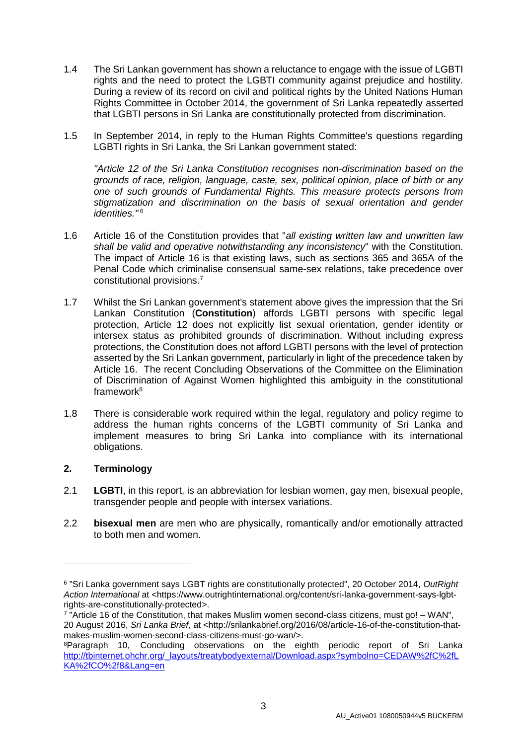1.4 The Sri Lankan government has shown a reluctance to engage with the issue of LGBTI rights and the need to protect the LGBTI community against prejudice and hostility. During a review of its record on civil and political rights by the United Nations Human Rights Committee in October 2014, the government of Sri Lanka repeatedly asserted that LGBTI persons in Sri Lanka are constitutionally protected from discrimination.

1.5 In September 2014, in reply to the Human Rights Committee's questions regarding LGBTI rights in Sri Lanka, the Sri Lankan government stated:

*"Article 12 of the Sri Lanka Constitution recognises non-discrimination based on the grounds of race, religion, language, caste, sex, political opinion, place of birth or any one of such grounds of Fundamental Rights. This measure protects persons from stigmatization and discrimination on the basis of sexual orientation and gender identities."*[6]

1.6 Article 16 of the Constitution provides that "*all existing written law and unwritten law shall be valid and operative notwithstanding any inconsistency*" with the Constitution. The impact of Article 16 is that existing laws, such as sections 365 and 365A of the Penal Code which criminalise consensual same-sex relations, take precedence over constitutional provisions.[7]

1.7 Whilst the Sri Lankan government's statement above gives the impression that the Sri Lankan Constitution (**Constitution**) affords LGBTI persons with specific legal protection, Article 12 does not explicitly list sexual orientation, gender identity or intersex status as prohibited grounds of discrimination. Without including express protections, the Constitution does not afford LGBTI persons with the level of protection asserted by the Sri Lankan government, particularly in light of the precedence taken by Article 16. The recent Concluding Observations of the Committee on the Elimination of Discrimination of Against Women highlighted this ambiguity in the constitutional framework[8]

1.8 There is considerable work required within the legal, regulatory and policy regime to address the human rights concerns of the LGBTI community of Sri Lanka and implement measures to bring Sri Lanka into compliance with its international obligations.

## 2. Terminology

2.1 **LGBTI**, in this report, is an abbreviation for lesbian women, gay men, bisexual people, transgender people and people with intersex variations.

2.2 **bisexual men** are men who are physically, romantically and/or emotionally attracted to both men and women.

---

[6] "Sri Lanka government says LGBT rights are constitutionally protected", 20 October 2014, *OutRight Action International* at <https://www.outrightinternational.org/content/sri-lanka-government-says-lgbt-rights-are-constitutionally-protected>.

[7] "Article 16 of the Constitution, that makes Muslim women second-class citizens, must go! – WAN", 20 August 2016, *Sri Lanka Brief*, at <http://srilankabrief.org/2016/08/article-16-of-the-constitution-that-makes-muslim-women-second-class-citizens-must-go-wan/>.

[8] Paragraph 10, Concluding observations on the eighth periodic report of Sri Lanka http://tbinternet.ohchr.org/_layouts/treatybodyexternal/Download.aspx?symbolno=CEDAW%2fC%2fLKA%2fCO%2f8&Lang=en

AU_Active01 1080050944v5 BUCKERM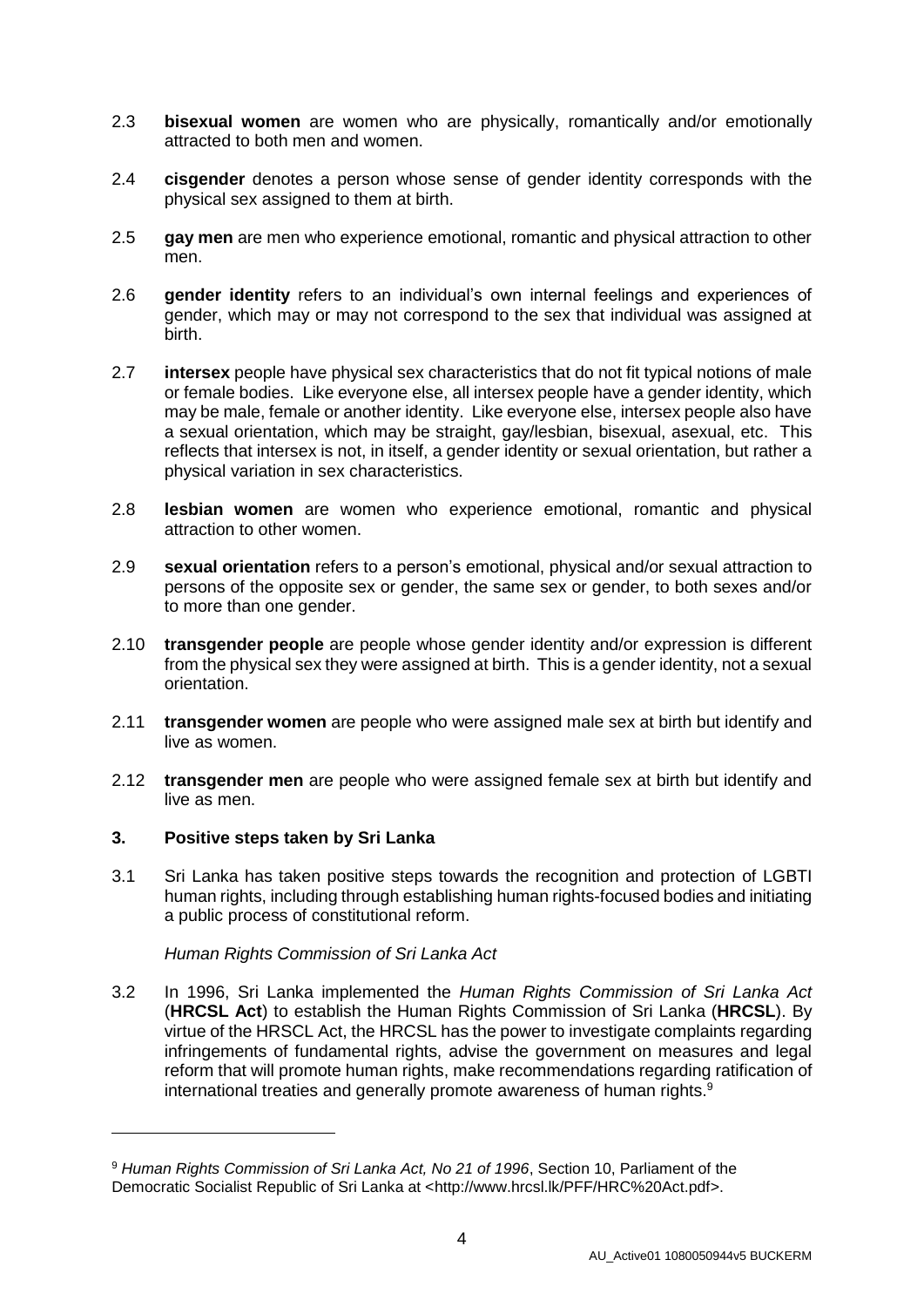2.3 **bisexual women** are women who are physically, romantically and/or emotionally attracted to both men and women.

2.4 **cisgender** denotes a person whose sense of gender identity corresponds with the physical sex assigned to them at birth.

2.5 **gay men** are men who experience emotional, romantic and physical attraction to other men.

2.6 **gender identity** refers to an individual's own internal feelings and experiences of gender, which may or may not correspond to the sex that individual was assigned at birth.

2.7 **intersex** people have physical sex characteristics that do not fit typical notions of male or female bodies. Like everyone else, all intersex people have a gender identity, which may be male, female or another identity. Like everyone else, intersex people also have a sexual orientation, which may be straight, gay/lesbian, bisexual, asexual, etc. This reflects that intersex is not, in itself, a gender identity or sexual orientation, but rather a physical variation in sex characteristics.

2.8 **lesbian women** are women who experience emotional, romantic and physical attraction to other women.

2.9 **sexual orientation** refers to a person's emotional, physical and/or sexual attraction to persons of the opposite sex or gender, the same sex or gender, to both sexes and/or to more than one gender.

2.10 **transgender people** are people whose gender identity and/or expression is different from the physical sex they were assigned at birth. This is a gender identity, not a sexual orientation.

2.11 **transgender women** are people who were assigned male sex at birth but identify and live as women.

2.12 **transgender men** are people who were assigned female sex at birth but identify and live as men.

## 3. Positive steps taken by Sri Lanka

3.1 Sri Lanka has taken positive steps towards the recognition and protection of LGBTI human rights, including through establishing human rights-focused bodies and initiating a public process of constitutional reform.

*Human Rights Commission of Sri Lanka Act*

3.2 In 1996, Sri Lanka implemented the *Human Rights Commission of Sri Lanka Act* (**HRCSL Act**) to establish the Human Rights Commission of Sri Lanka (**HRCSL**). By virtue of the HRSCL Act, the HRCSL has the power to investigate complaints regarding infringements of fundamental rights, advise the government on measures and legal reform that will promote human rights, make recommendations regarding ratification of international treaties and generally promote awareness of human rights.[9]

---

[9] *Human Rights Commission of Sri Lanka Act, No 21 of 1996*, Section 10, Parliament of the Democratic Socialist Republic of Sri Lanka at <http://www.hrcsl.lk/PFF/HRC%20Act.pdf>.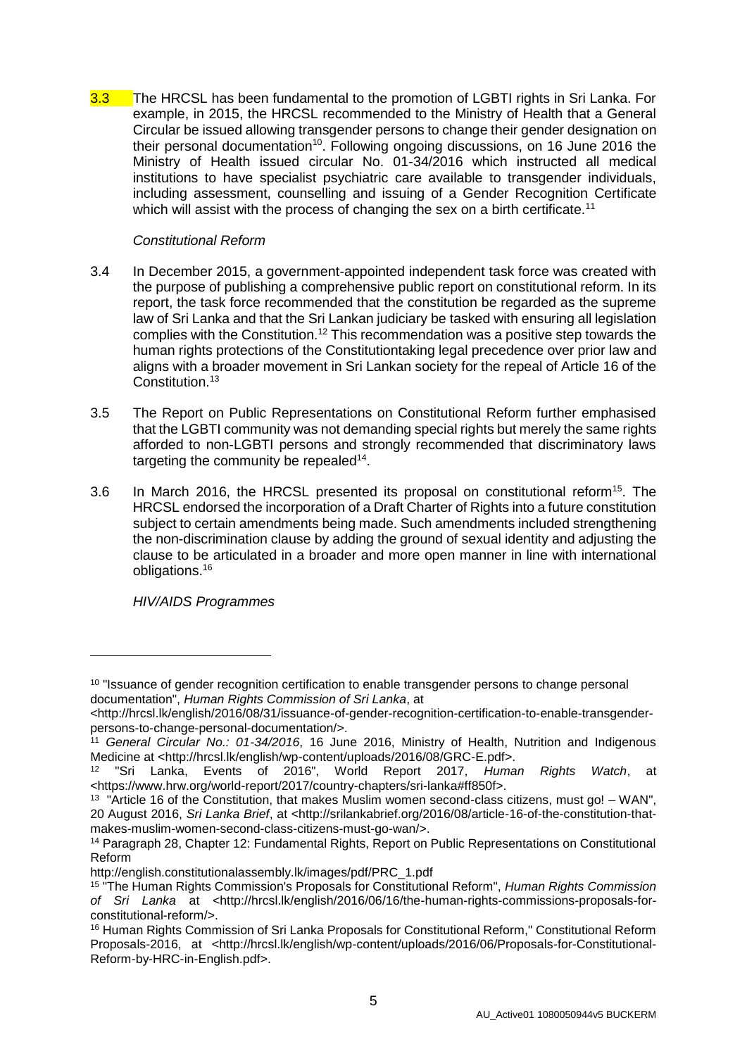3.3 The HRCSL has been fundamental to the promotion of LGBTI rights in Sri Lanka. For example, in 2015, the HRCSL recommended to the Ministry of Health that a General Circular be issued allowing transgender persons to change their gender designation on their personal documentation[10]. Following ongoing discussions, on 16 June 2016 the Ministry of Health issued circular No. 01-34/2016 which instructed all medical institutions to have specialist psychiatric care available to transgender individuals, including assessment, counselling and issuing of a Gender Recognition Certificate which will assist with the process of changing the sex on a birth certificate.[11]

*Constitutional Reform*

3.4 In December 2015, a government-appointed independent task force was created with the purpose of publishing a comprehensive public report on constitutional reform. In its report, the task force recommended that the constitution be regarded as the supreme law of Sri Lanka and that the Sri Lankan judiciary be tasked with ensuring all legislation complies with the Constitution.[12] This recommendation was a positive step towards the human rights protections of the Constitutiontaking legal precedence over prior law and aligns with a broader movement in Sri Lankan society for the repeal of Article 16 of the Constitution.[13]

3.5 The Report on Public Representations on Constitutional Reform further emphasised that the LGBTI community was not demanding special rights but merely the same rights afforded to non-LGBTI persons and strongly recommended that discriminatory laws targeting the community be repealed[14].

3.6 In March 2016, the HRCSL presented its proposal on constitutional reform[15]. The HRCSL endorsed the incorporation of a Draft Charter of Rights into a future constitution subject to certain amendments being made. Such amendments included strengthening the non-discrimination clause by adding the ground of sexual identity and adjusting the clause to be articulated in a broader and more open manner in line with international obligations.[16]

*HIV/AIDS Programmes*

---

[10] "Issuance of gender recognition certification to enable transgender persons to change personal documentation", *Human Rights Commission of Sri Lanka*, at <http://hrcsl.lk/english/2016/08/31/issuance-of-gender-recognition-certification-to-enable-transgender-persons-to-change-personal-documentation/>.

[11] *General Circular No.: 01-34/2016*, 16 June 2016, Ministry of Health, Nutrition and Indigenous Medicine at <http://hrcsl.lk/english/wp-content/uploads/2016/08/GRC-E.pdf>.

[12] "Sri Lanka, Events of 2016", World Report 2017, *Human Rights Watch*, at <https://www.hrw.org/world-report/2017/country-chapters/sri-lanka#ff850f>.

[13] "Article 16 of the Constitution, that makes Muslim women second-class citizens, must go! – WAN", 20 August 2016, *Sri Lanka Brief*, at <http://srilankabrief.org/2016/08/article-16-of-the-constitution-that-makes-muslim-women-second-class-citizens-must-go-wan/>.

[14] Paragraph 28, Chapter 12: Fundamental Rights, Report on Public Representations on Constitutional Reform
http://english.constitutionalassembly.lk/images/pdf/PRC_1.pdf

[15] "The Human Rights Commission's Proposals for Constitutional Reform", *Human Rights Commission of Sri Lanka* at <http://hrcsl.lk/english/2016/06/16/the-human-rights-commissions-proposals-for-constitutional-reform/>.

[16] Human Rights Commission of Sri Lanka Proposals for Constitutional Reform," Constitutional Reform Proposals-2016, at <http://hrcsl.lk/english/wp-content/uploads/2016/06/Proposals-for-Constitutional-Reform-by-HRC-in-English.pdf>.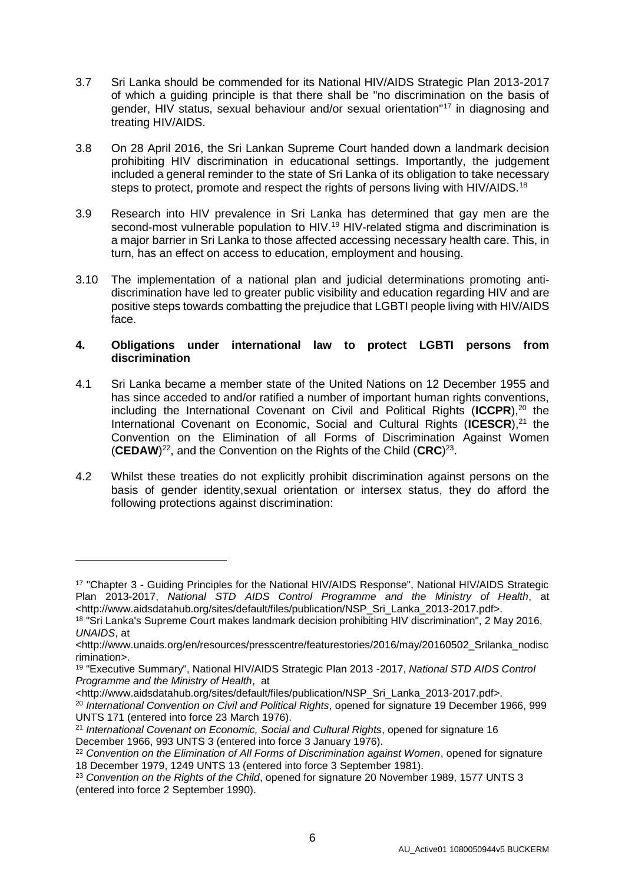3.7 Sri Lanka should be commended for its National HIV/AIDS Strategic Plan 2013-2017 of which a guiding principle is that there shall be "no discrimination on the basis of gender, HIV status, sexual behaviour and/or sexual orientation"[17] in diagnosing and treating HIV/AIDS.

3.8 On 28 April 2016, the Sri Lankan Supreme Court handed down a landmark decision prohibiting HIV discrimination in educational settings. Importantly, the judgement included a general reminder to the state of Sri Lanka of its obligation to take necessary steps to protect, promote and respect the rights of persons living with HIV/AIDS.[18]

3.9 Research into HIV prevalence in Sri Lanka has determined that gay men are the second-most vulnerable population to HIV.[19] HIV-related stigma and discrimination is a major barrier in Sri Lanka to those affected accessing necessary health care. This, in turn, has an effect on access to education, employment and housing.

3.10 The implementation of a national plan and judicial determinations promoting anti-discrimination have led to greater public visibility and education regarding HIV and are positive steps towards combatting the prejudice that LGBTI people living with HIV/AIDS face.

## 4. Obligations under international law to protect LGBTI persons from discrimination

4.1 Sri Lanka became a member state of the United Nations on 12 December 1955 and has since acceded to and/or ratified a number of important human rights conventions, including the International Covenant on Civil and Political Rights (**ICCPR**),[20] the International Covenant on Economic, Social and Cultural Rights (**ICESCR**),[21] the Convention on the Elimination of all Forms of Discrimination Against Women (**CEDAW**)[22], and the Convention on the Rights of the Child (**CRC**)[23].

4.2 Whilst these treaties do not explicitly prohibit discrimination against persons on the basis of gender identity,sexual orientation or intersex status, they do afford the following protections against discrimination:

---

[17] "Chapter 3 - Guiding Principles for the National HIV/AIDS Response", National HIV/AIDS Strategic Plan 2013-2017, *National STD AIDS Control Programme and the Ministry of Health*, at <http://www.aidsdatahub.org/sites/default/files/publication/NSP_Sri_Lanka_2013-2017.pdf>.

[18] "Sri Lanka's Supreme Court makes landmark decision prohibiting HIV discrimination", 2 May 2016, *UNAIDS*, at <http://www.unaids.org/en/resources/presscentre/featurestories/2016/may/20160502_Srilanka_nodiscrimination>.

[19] "Executive Summary", National HIV/AIDS Strategic Plan 2013 -2017, *National STD AIDS Control Programme and the Ministry of Health*, at <http://www.aidsdatahub.org/sites/default/files/publication/NSP_Sri_Lanka_2013-2017.pdf>.

[20] *International Convention on Civil and Political Rights*, opened for signature 19 December 1966, 999 UNTS 171 (entered into force 23 March 1976).

[21] *International Covenant on Economic, Social and Cultural Rights*, opened for signature 16 December 1966, 993 UNTS 3 (entered into force 3 January 1976).

[22] *Convention on the Elimination of All Forms of Discrimination against Women*, opened for signature 18 December 1979, 1249 UNTS 13 (entered into force 3 September 1981).

[23] *Convention on the Rights of the Child*, opened for signature 20 November 1989, 1577 UNTS 3 (entered into force 2 September 1990).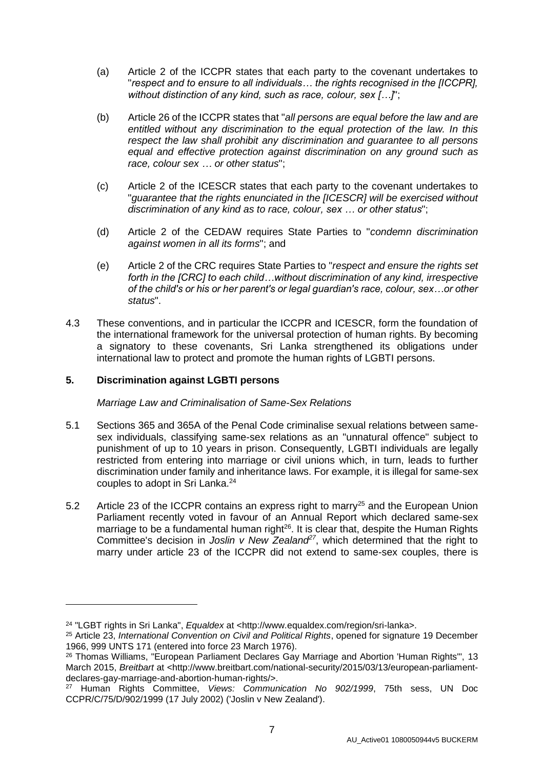(a) Article 2 of the ICCPR states that each party to the covenant undertakes to "*respect and to ensure to all individuals… the rights recognised in the [ICCPR], without distinction of any kind, such as race, colour, sex […]*";

(b) Article 26 of the ICCPR states that "*all persons are equal before the law and are entitled without any discrimination to the equal protection of the law. In this respect the law shall prohibit any discrimination and guarantee to all persons equal and effective protection against discrimination on any ground such as race, colour sex … or other status*";

(c) Article 2 of the ICESCR states that each party to the covenant undertakes to "*guarantee that the rights enunciated in the [ICESCR] will be exercised without discrimination of any kind as to race, colour, sex … or other status*";

(d) Article 2 of the CEDAW requires State Parties to "*condemn discrimination against women in all its forms*"; and

(e) Article 2 of the CRC requires State Parties to "*respect and ensure the rights set forth in the [CRC] to each child…without discrimination of any kind, irrespective of the child's or his or her parent's or legal guardian's race, colour, sex…or other status*".

4.3 These conventions, and in particular the ICCPR and ICESCR, form the foundation of the international framework for the universal protection of human rights. By becoming a signatory to these covenants, Sri Lanka strengthened its obligations under international law to protect and promote the human rights of LGBTI persons.

## 5. Discrimination against LGBTI persons

*Marriage Law and Criminalisation of Same-Sex Relations*

5.1 Sections 365 and 365A of the Penal Code criminalise sexual relations between same-sex individuals, classifying same-sex relations as an "unnatural offence" subject to punishment of up to 10 years in prison. Consequently, LGBTI individuals are legally restricted from entering into marriage or civil unions which, in turn, leads to further discrimination under family and inheritance laws. For example, it is illegal for same-sex couples to adopt in Sri Lanka.[24]

5.2 Article 23 of the ICCPR contains an express right to marry[25] and the European Union Parliament recently voted in favour of an Annual Report which declared same-sex marriage to be a fundamental human right[26]. It is clear that, despite the Human Rights Committee's decision in *Joslin v New Zealand*[27], which determined that the right to marry under article 23 of the ICCPR did not extend to same-sex couples, there is

---

[24] "LGBT rights in Sri Lanka", *Equaldex* at <http://www.equaldex.com/region/sri-lanka>.

[25] Article 23, *International Convention on Civil and Political Rights*, opened for signature 19 December 1966, 999 UNTS 171 (entered into force 23 March 1976).

[26] Thomas Williams, "European Parliament Declares Gay Marriage and Abortion 'Human Rights'", 13 March 2015, *Breitbart* at <http://www.breitbart.com/national-security/2015/03/13/european-parliament-declares-gay-marriage-and-abortion-human-rights/>.

[27] Human Rights Committee, *Views: Communication No 902/1999*, 75th sess, UN Doc CCPR/C/75/D/902/1999 (17 July 2002) ('Joslin v New Zealand').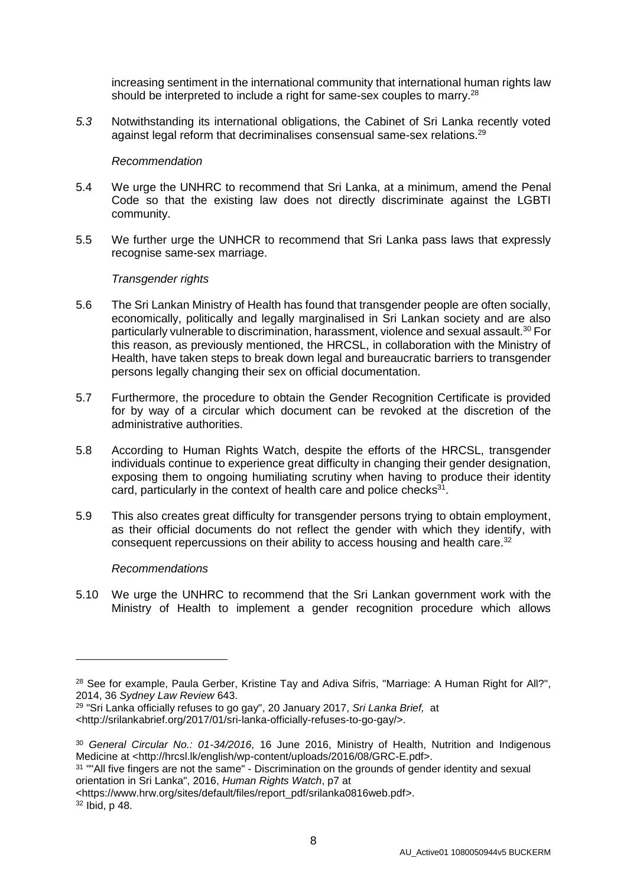increasing sentiment in the international community that international human rights law should be interpreted to include a right for same-sex couples to marry.[28]

*5.3* Notwithstanding its international obligations, the Cabinet of Sri Lanka recently voted against legal reform that decriminalises consensual same-sex relations.[29]

*Recommendation*

5.4 We urge the UNHRC to recommend that Sri Lanka, at a minimum, amend the Penal Code so that the existing law does not directly discriminate against the LGBTI community.

5.5 We further urge the UNHCR to recommend that Sri Lanka pass laws that expressly recognise same-sex marriage.

*Transgender rights*

5.6 The Sri Lankan Ministry of Health has found that transgender people are often socially, economically, politically and legally marginalised in Sri Lankan society and are also particularly vulnerable to discrimination, harassment, violence and sexual assault.[30] For this reason, as previously mentioned, the HRCSL, in collaboration with the Ministry of Health, have taken steps to break down legal and bureaucratic barriers to transgender persons legally changing their sex on official documentation.

5.7 Furthermore, the procedure to obtain the Gender Recognition Certificate is provided for by way of a circular which document can be revoked at the discretion of the administrative authorities.

5.8 According to Human Rights Watch, despite the efforts of the HRCSL, transgender individuals continue to experience great difficulty in changing their gender designation, exposing them to ongoing humiliating scrutiny when having to produce their identity card, particularly in the context of health care and police checks[31].

5.9 This also creates great difficulty for transgender persons trying to obtain employment, as their official documents do not reflect the gender with which they identify, with consequent repercussions on their ability to access housing and health care.[32]

*Recommendations*

5.10 We urge the UNHRC to recommend that the Sri Lankan government work with the Ministry of Health to implement a gender recognition procedure which allows

---

[28] See for example, Paula Gerber, Kristine Tay and Adiva Sifris, "Marriage: A Human Right for All?", 2014, 36 *Sydney Law Review* 643.

[29] "Sri Lanka officially refuses to go gay", 20 January 2017, *Sri Lanka Brief,* at <http://srilankabrief.org/2017/01/sri-lanka-officially-refuses-to-go-gay/>.

[30] *General Circular No.: 01-34/2016*, 16 June 2016, Ministry of Health, Nutrition and Indigenous Medicine at <http://hrcsl.lk/english/wp-content/uploads/2016/08/GRC-E.pdf>.

[31] ""All five fingers are not the same" - Discrimination on the grounds of gender identity and sexual orientation in Sri Lanka", 2016, *Human Rights Watch*, p7 at <https://www.hrw.org/sites/default/files/report_pdf/srilanka0816web.pdf>.

[32] Ibid, p 48.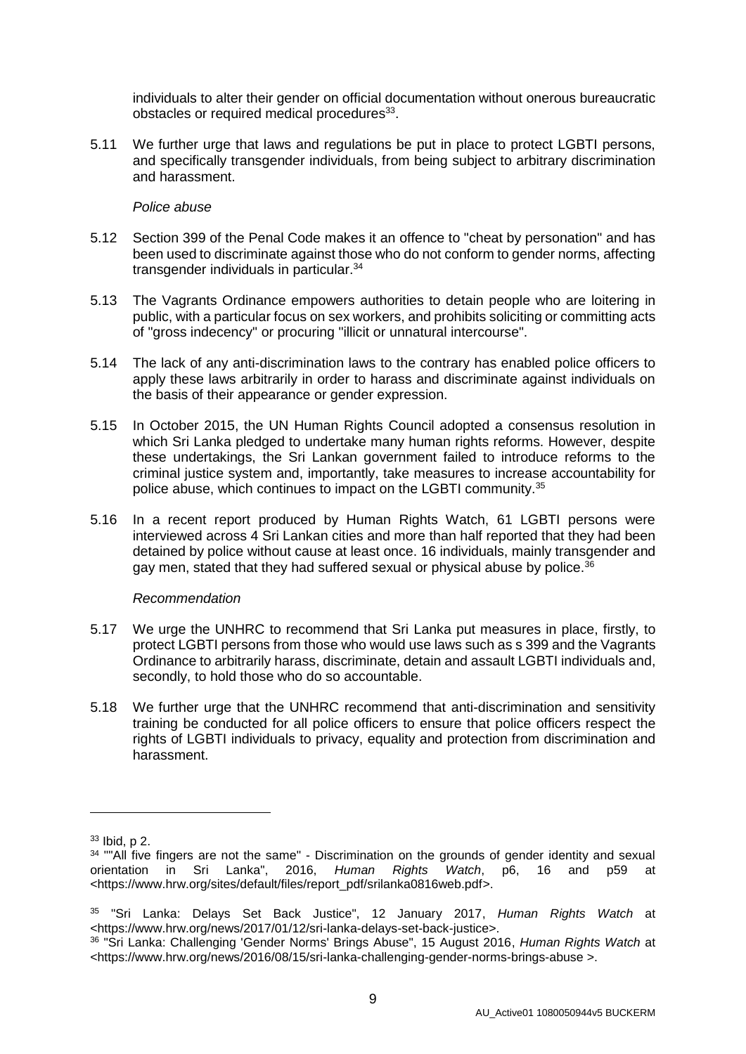individuals to alter their gender on official documentation without onerous bureaucratic obstacles or required medical procedures[33].

5.11 We further urge that laws and regulations be put in place to protect LGBTI persons, and specifically transgender individuals, from being subject to arbitrary discrimination and harassment.

*Police abuse*

5.12 Section 399 of the Penal Code makes it an offence to "cheat by personation" and has been used to discriminate against those who do not conform to gender norms, affecting transgender individuals in particular.[34]

5.13 The Vagrants Ordinance empowers authorities to detain people who are loitering in public, with a particular focus on sex workers, and prohibits soliciting or committing acts of "gross indecency" or procuring "illicit or unnatural intercourse".

5.14 The lack of any anti-discrimination laws to the contrary has enabled police officers to apply these laws arbitrarily in order to harass and discriminate against individuals on the basis of their appearance or gender expression.

5.15 In October 2015, the UN Human Rights Council adopted a consensus resolution in which Sri Lanka pledged to undertake many human rights reforms. However, despite these undertakings, the Sri Lankan government failed to introduce reforms to the criminal justice system and, importantly, take measures to increase accountability for police abuse, which continues to impact on the LGBTI community.[35]

5.16 In a recent report produced by Human Rights Watch, 61 LGBTI persons were interviewed across 4 Sri Lankan cities and more than half reported that they had been detained by police without cause at least once. 16 individuals, mainly transgender and gay men, stated that they had suffered sexual or physical abuse by police.[36]

*Recommendation*

5.17 We urge the UNHRC to recommend that Sri Lanka put measures in place, firstly, to protect LGBTI persons from those who would use laws such as s 399 and the Vagrants Ordinance to arbitrarily harass, discriminate, detain and assault LGBTI individuals and, secondly, to hold those who do so accountable.

5.18 We further urge that the UNHRC recommend that anti-discrimination and sensitivity training be conducted for all police officers to ensure that police officers respect the rights of LGBTI individuals to privacy, equality and protection from discrimination and harassment.

---

[33] Ibid, p 2.

[34] ""All five fingers are not the same" - Discrimination on the grounds of gender identity and sexual orientation in Sri Lanka", 2016, *Human Rights Watch*, p6, 16 and p59 at <https://www.hrw.org/sites/default/files/report_pdf/srilanka0816web.pdf>.

[35] "Sri Lanka: Delays Set Back Justice", 12 January 2017, *Human Rights Watch* at <https://www.hrw.org/news/2017/01/12/sri-lanka-delays-set-back-justice>.

[36] "Sri Lanka: Challenging 'Gender Norms' Brings Abuse", 15 August 2016, *Human Rights Watch* at <https://www.hrw.org/news/2016/08/15/sri-lanka-challenging-gender-norms-brings-abuse >.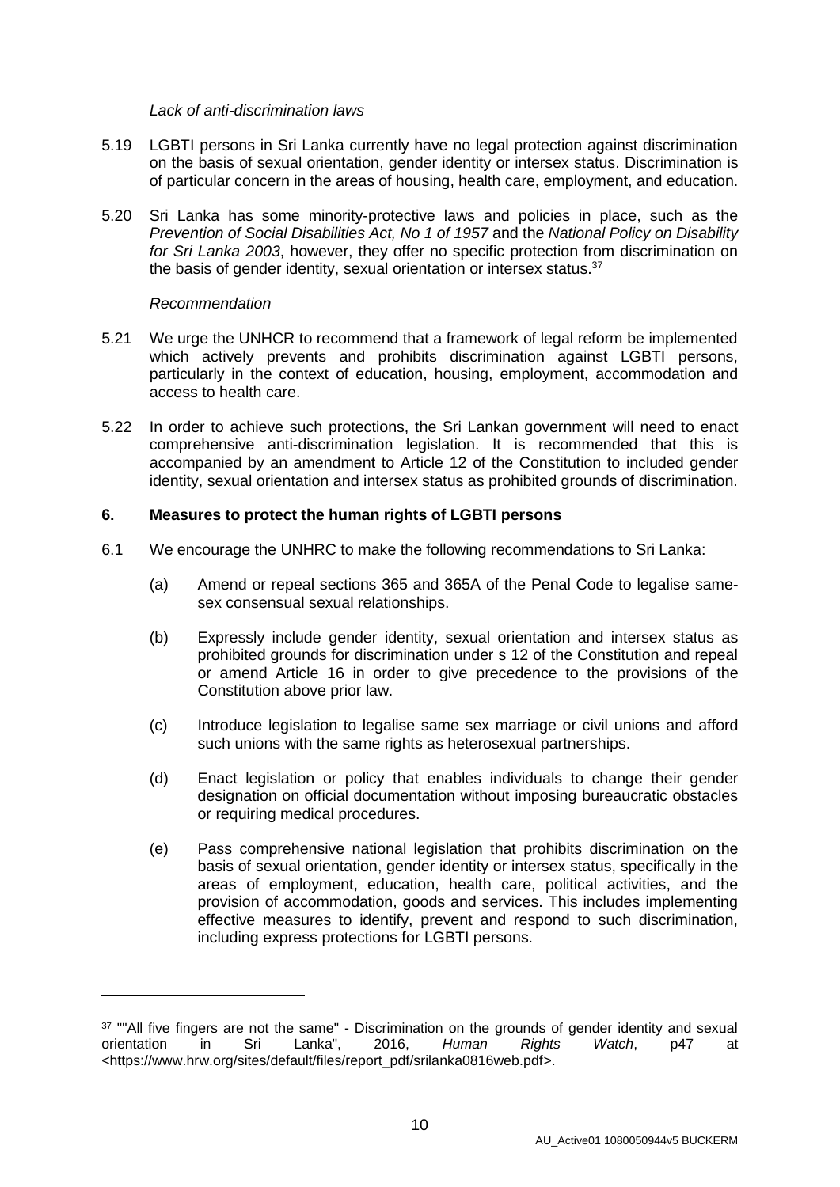*Lack of anti-discrimination laws*

5.19 LGBTI persons in Sri Lanka currently have no legal protection against discrimination on the basis of sexual orientation, gender identity or intersex status. Discrimination is of particular concern in the areas of housing, health care, employment, and education.

5.20 Sri Lanka has some minority-protective laws and policies in place, such as the *Prevention of Social Disabilities Act, No 1 of 1957* and the *National Policy on Disability for Sri Lanka 2003*, however, they offer no specific protection from discrimination on the basis of gender identity, sexual orientation or intersex status.[37]

*Recommendation*

5.21 We urge the UNHCR to recommend that a framework of legal reform be implemented which actively prevents and prohibits discrimination against LGBTI persons, particularly in the context of education, housing, employment, accommodation and access to health care.

5.22 In order to achieve such protections, the Sri Lankan government will need to enact comprehensive anti-discrimination legislation. It is recommended that this is accompanied by an amendment to Article 12 of the Constitution to included gender identity, sexual orientation and intersex status as prohibited grounds of discrimination.

## 6. Measures to protect the human rights of LGBTI persons

6.1 We encourage the UNHRC to make the following recommendations to Sri Lanka:

(a) Amend or repeal sections 365 and 365A of the Penal Code to legalise same-sex consensual sexual relationships.

(b) Expressly include gender identity, sexual orientation and intersex status as prohibited grounds for discrimination under s 12 of the Constitution and repeal or amend Article 16 in order to give precedence to the provisions of the Constitution above prior law.

(c) Introduce legislation to legalise same sex marriage or civil unions and afford such unions with the same rights as heterosexual partnerships.

(d) Enact legislation or policy that enables individuals to change their gender designation on official documentation without imposing bureaucratic obstacles or requiring medical procedures.

(e) Pass comprehensive national legislation that prohibits discrimination on the basis of sexual orientation, gender identity or intersex status, specifically in the areas of employment, education, health care, political activities, and the provision of accommodation, goods and services. This includes implementing effective measures to identify, prevent and respond to such discrimination, including express protections for LGBTI persons.

---

[37] ""All five fingers are not the same" - Discrimination on the grounds of gender identity and sexual orientation in Sri Lanka", 2016, *Human Rights Watch*, p47 at <https://www.hrw.org/sites/default/files/report_pdf/srilanka0816web.pdf>.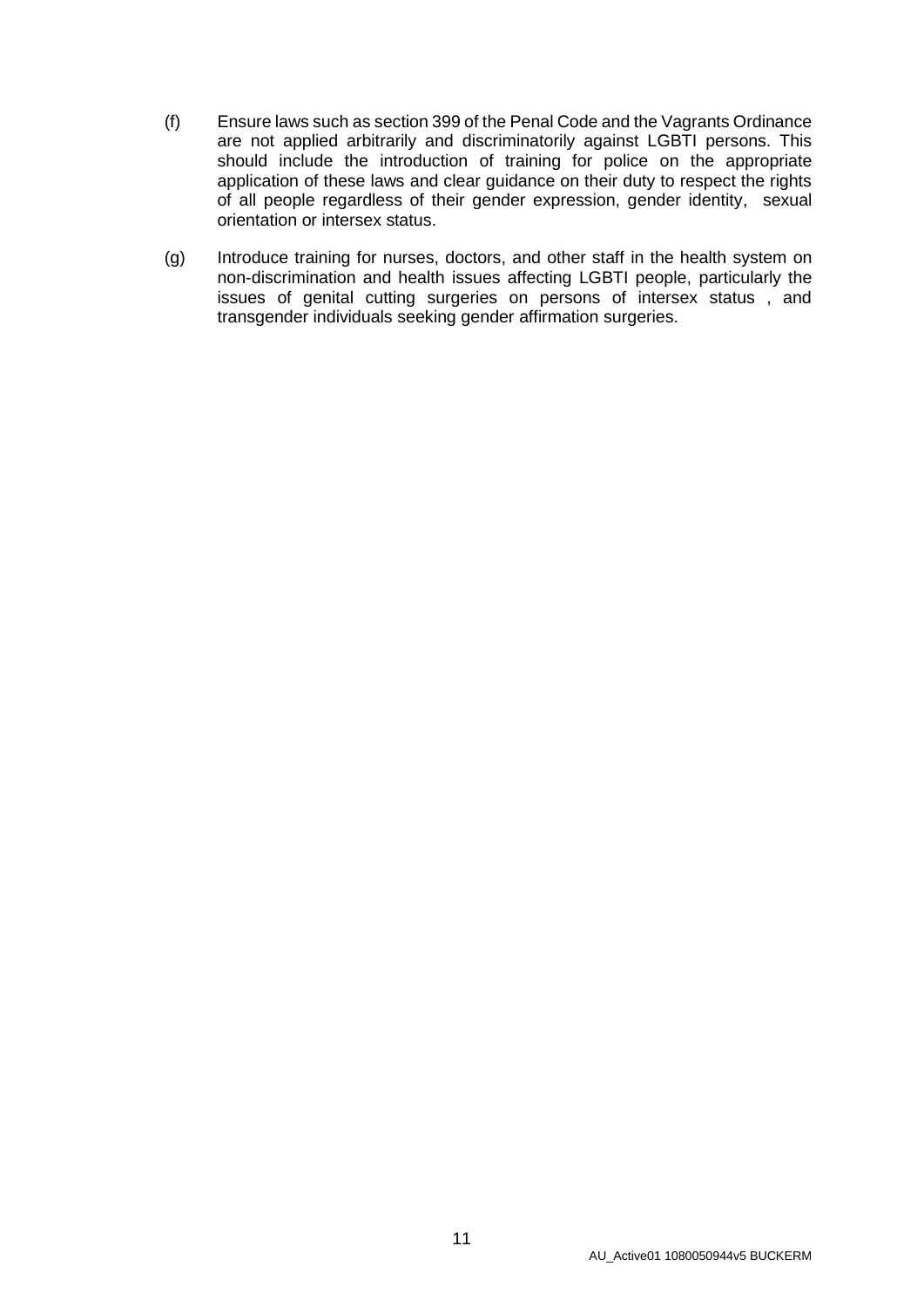(f) Ensure laws such as section 399 of the Penal Code and the Vagrants Ordinance are not applied arbitrarily and discriminatorily against LGBTI persons. This should include the introduction of training for police on the appropriate application of these laws and clear guidance on their duty to respect the rights of all people regardless of their gender expression, gender identity, sexual orientation or intersex status.

(g) Introduce training for nurses, doctors, and other staff in the health system on non-discrimination and health issues affecting LGBTI people, particularly the issues of genital cutting surgeries on persons of intersex status , and transgender individuals seeking gender affirmation surgeries.